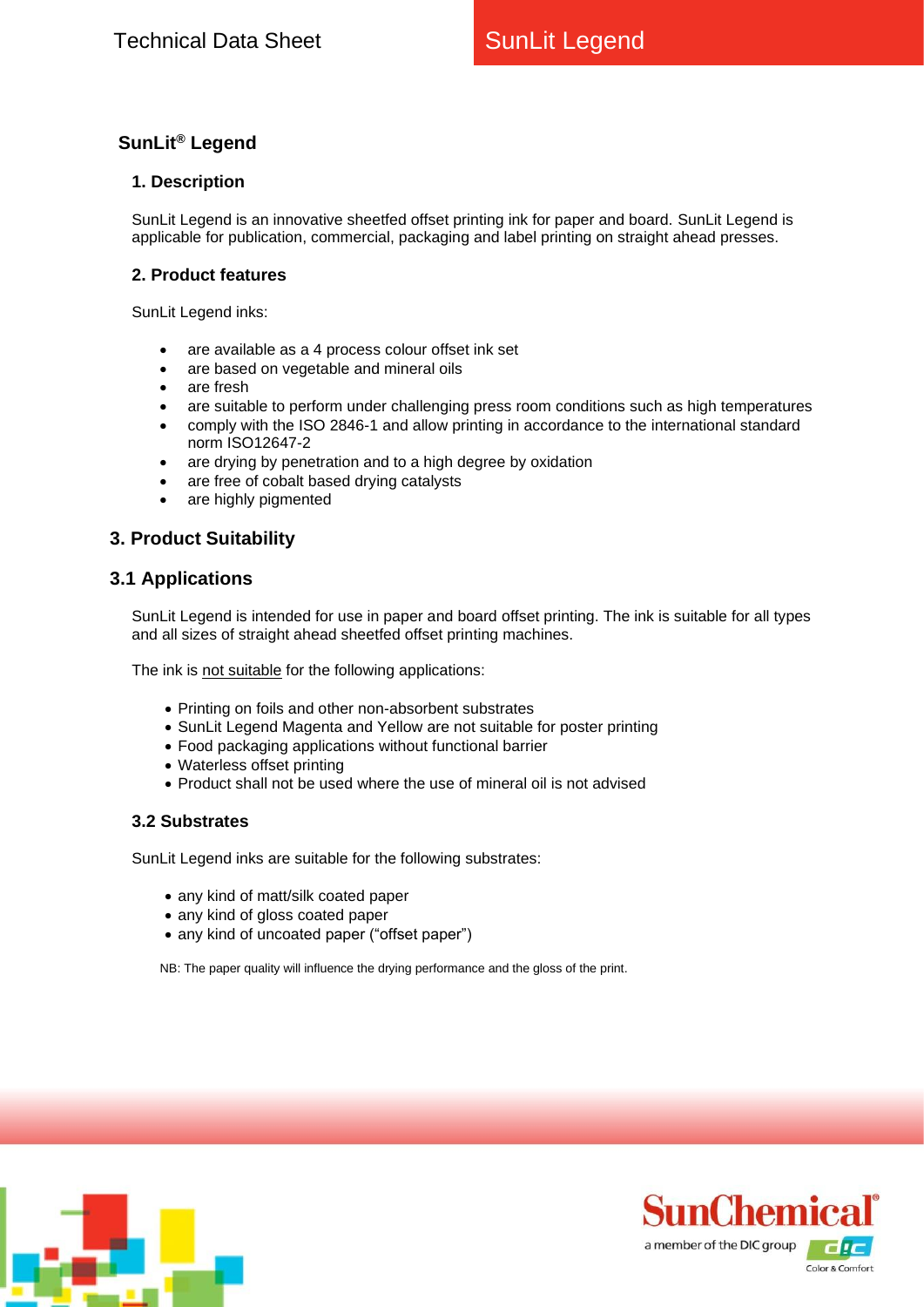# SunLit® Legend

## 1. Description

SunLit Legend is an innovative sheetfed offset printing ink for paper and board. SunLit Legend is applicable for publication, commercial, packaging and label printing on straight ahead presses.

## 2. Product features

SunLit Legend inks:

- are available as a 4 process colour offset ink set
- are based on vegetable and mineral oils
- are fresh
- are suitable to perform under challenging press room conditions such as high temperatures
- comply with the ISO 2846-1 and allow printing in accordance to the international standard norm ISO12647-2
- are drying by penetration and to a high degree by oxidation
- are free of cobalt based drying catalysts
- are highly pigmented

## 3. Product Suitability

## 3.1 Applications

SunLit Legend is intended for use in paper and board offset printing. The ink is suitable for all types and all sizes of straight ahead sheetfed offset printing machines.

The ink is <u>not suitable</u> for the following applications:

- Printing on foils and other non-absorbent substrates
- SunLit Legend Magenta and Yellow are not suitable for poster printing
- Food packaging applications without functional barrier
- Waterless offset printing
- Product shall not be used where the use of mineral oil is not advised

### 3.2 Substrates

SunLit Legend inks are suitable for the following substrates:

- any kind of matt/silk coated paper
- any kind of gloss coated paper
- any kind of uncoated paper (“offset paper”)

NB: The paper quality will influence the drying performance and the gloss of the print.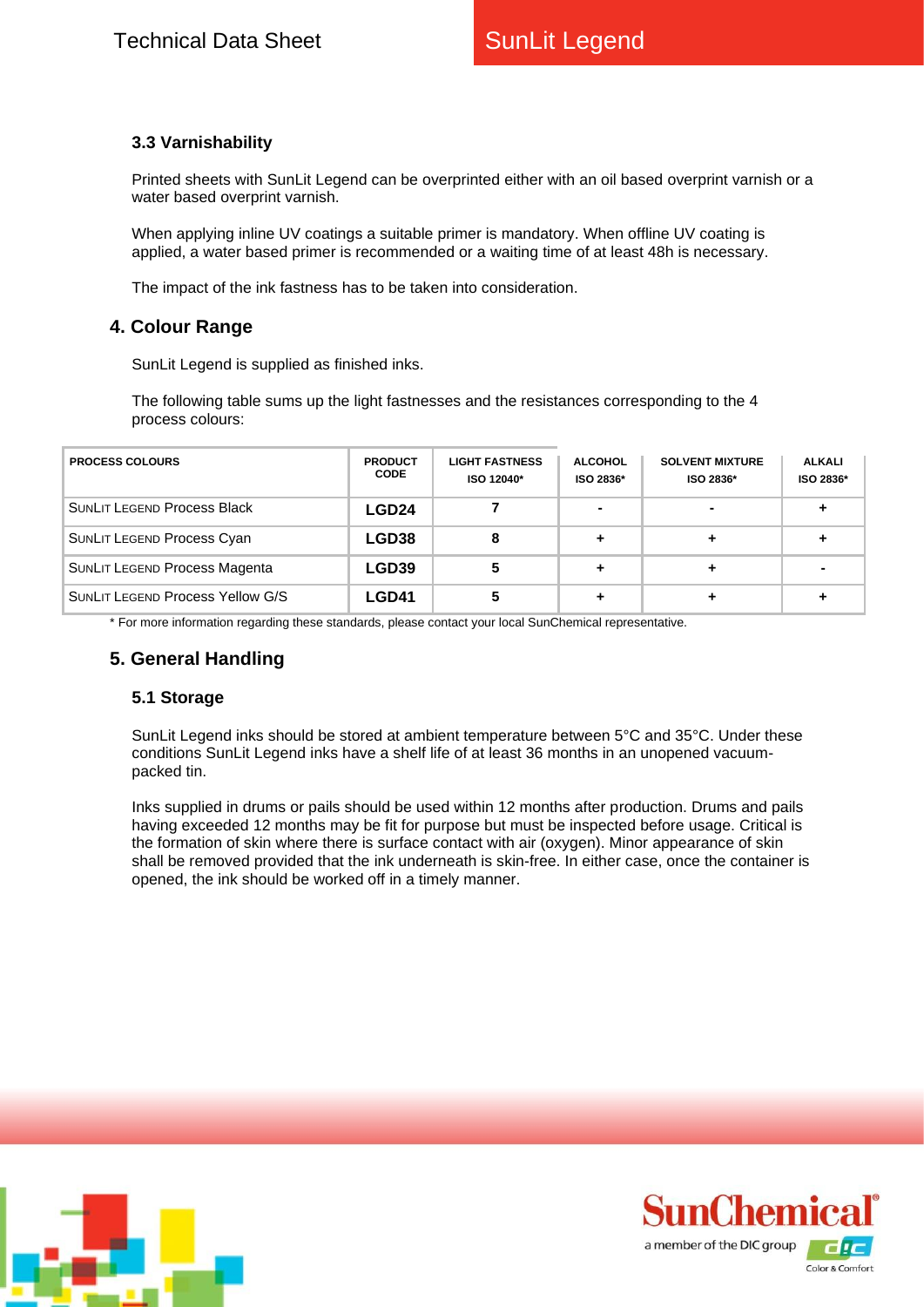### 3.3 Varnishability

Printed sheets with SunLit Legend can be overprinted either with an oil based overprint varnish or a water based overprint varnish.

When applying inline UV coatings a suitable primer is mandatory. When offline UV coating is applied, a water based primer is recommended or a waiting time of at least 48h is necessary.

The impact of the ink fastness has to be taken into consideration.

## 4. Colour Range

SunLit Legend is supplied as finished inks.

The following table sums up the light fastnesses and the resistances corresponding to the 4 process colours:

| PROCESS COLOURS | PRODUCT CODE | LIGHT FASTNESS ISO 12040* | ALCOHOL ISO 2836* | SOLVENT MIXTURE ISO 2836* | ALKALI ISO 2836* |
|---|---|---|---|---|---|
| SunLit Legend Process Black | **LGD24** | 7 | - | - | + |
| SunLit Legend Process Cyan | **LGD38** | 8 | + | + | + |
| SunLit Legend Process Magenta | **LGD39** | 5 | + | + | - |
| SunLit Legend Process Yellow G/S | **LGD41** | 5 | + | + | + |

* For more information regarding these standards, please contact your local SunChemical representative.

## 5. General Handling

### 5.1 Storage

SunLit Legend inks should be stored at ambient temperature between 5°C and 35°C. Under these conditions SunLit Legend inks have a shelf life of at least 36 months in an unopened vacuum-packed tin.

Inks supplied in drums or pails should be used within 12 months after production. Drums and pails having exceeded 12 months may be fit for purpose but must be inspected before usage. Critical is the formation of skin where there is surface contact with air (oxygen). Minor appearance of skin shall be removed provided that the ink underneath is skin-free. In either case, once the container is opened, the ink should be worked off in a timely manner.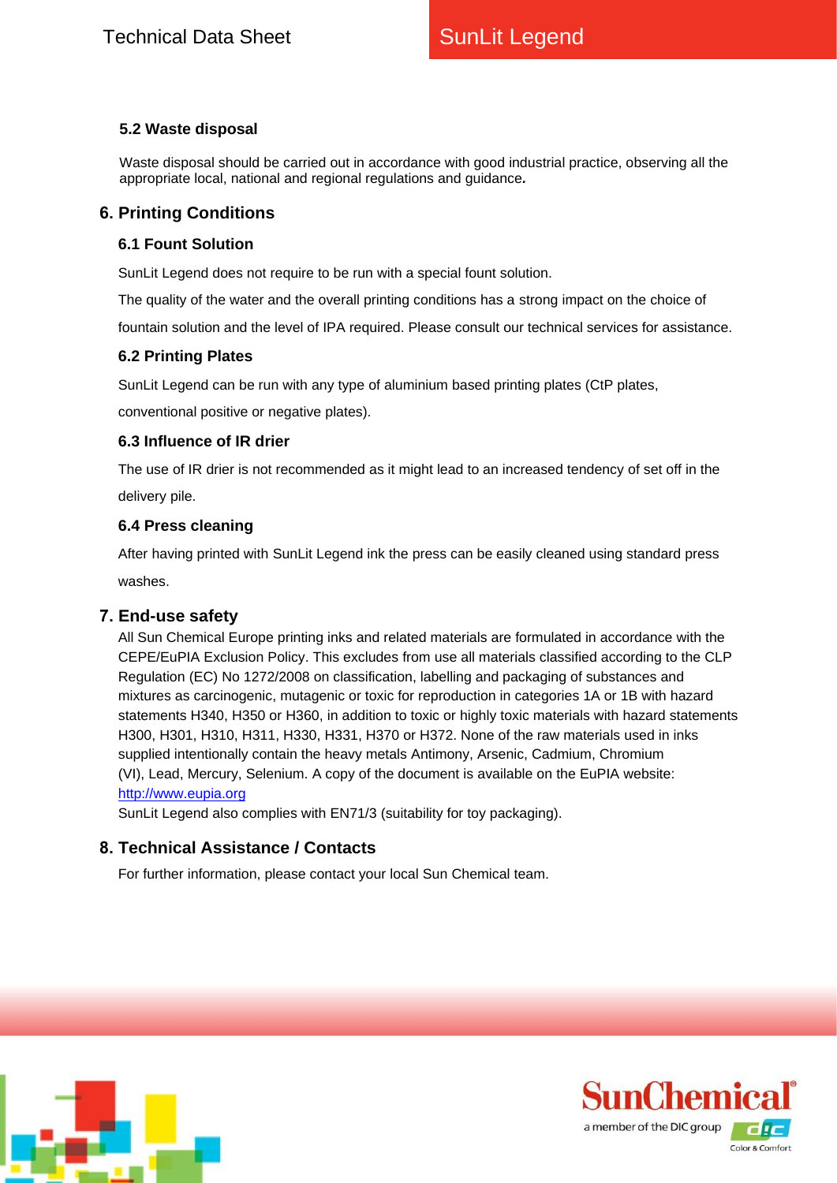### 5.2 Waste disposal

Waste disposal should be carried out in accordance with good industrial practice, observing all the appropriate local, national and regional regulations and guidance.

## 6. Printing Conditions

### 6.1 Fount Solution

SunLit Legend does not require to be run with a special fount solution.

The quality of the water and the overall printing conditions has a strong impact on the choice of fountain solution and the level of IPA required. Please consult our technical services for assistance.

### 6.2 Printing Plates

SunLit Legend can be run with any type of aluminium based printing plates (CtP plates, conventional positive or negative plates).

### 6.3 Influence of IR drier

The use of IR drier is not recommended as it might lead to an increased tendency of set off in the delivery pile.

### 6.4 Press cleaning

After having printed with SunLit Legend ink the press can be easily cleaned using standard press washes.

## 7. End-use safety

All Sun Chemical Europe printing inks and related materials are formulated in accordance with the CEPE/EuPIA Exclusion Policy. This excludes from use all materials classified according to the CLP Regulation (EC) No 1272/2008 on classification, labelling and packaging of substances and mixtures as carcinogenic, mutagenic or toxic for reproduction in categories 1A or 1B with hazard statements H340, H350 or H360, in addition to toxic or highly toxic materials with hazard statements H300, H301, H310, H311, H330, H331, H370 or H372. None of the raw materials used in inks supplied intentionally contain the heavy metals Antimony, Arsenic, Cadmium, Chromium (VI), Lead, Mercury, Selenium. A copy of the document is available on the EuPIA website: http://www.eupia.org

SunLit Legend also complies with EN71/3 (suitability for toy packaging).

## 8. Technical Assistance / Contacts

For further information, please contact your local Sun Chemical team.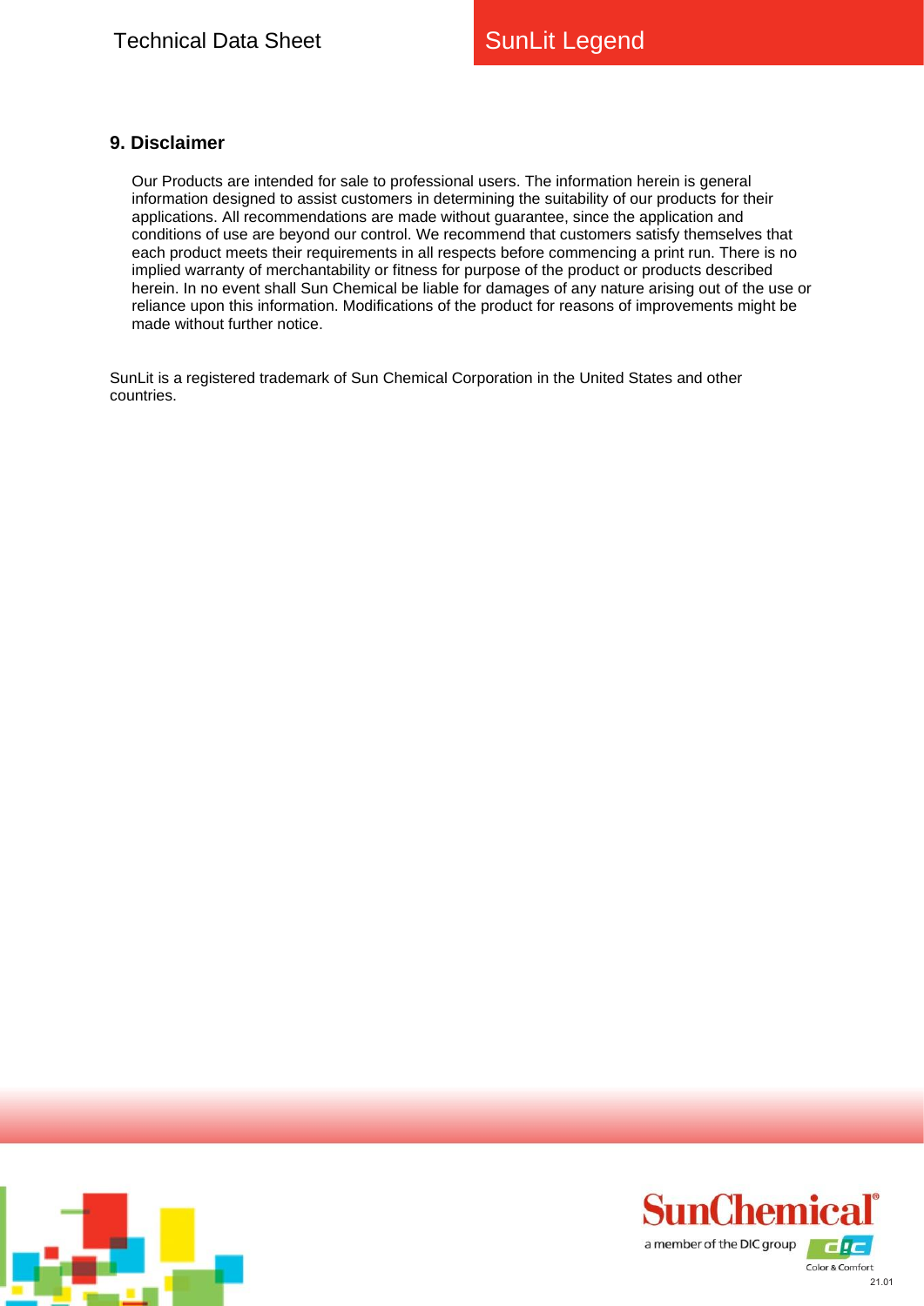## 9. Disclaimer

Our Products are intended for sale to professional users. The information herein is general information designed to assist customers in determining the suitability of our products for their applications. All recommendations are made without guarantee, since the application and conditions of use are beyond our control. We recommend that customers satisfy themselves that each product meets their requirements in all respects before commencing a print run. There is no implied warranty of merchantability or fitness for purpose of the product or products described herein. In no event shall Sun Chemical be liable for damages of any nature arising out of the use or reliance upon this information. Modifications of the product for reasons of improvements might be made without further notice.

SunLit is a registered trademark of Sun Chemical Corporation in the United States and other countries.